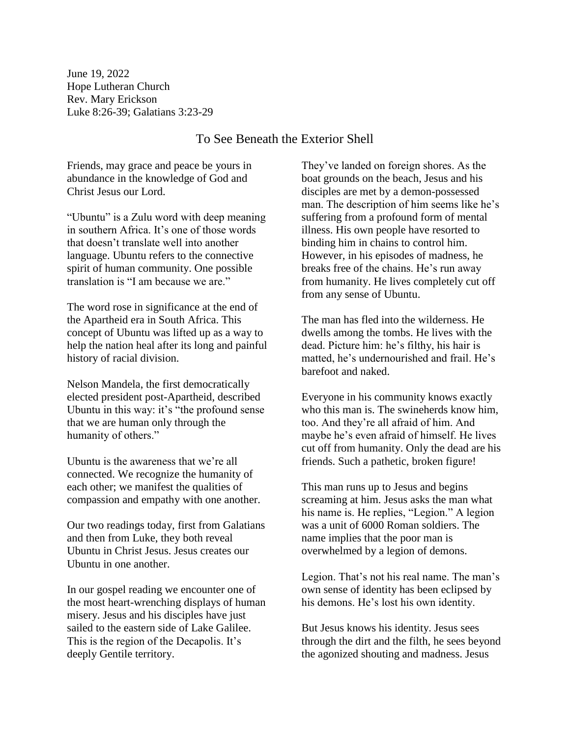June 19, 2022
Hope Lutheran Church
Rev. Mary Erickson
Luke 8:26-39; Galatians 3:23-29

# To See Beneath the Exterior Shell

Friends, may grace and peace be yours in abundance in the knowledge of God and Christ Jesus our Lord.

"Ubuntu" is a Zulu word with deep meaning in southern Africa. It's one of those words that doesn't translate well into another language. Ubuntu refers to the connective spirit of human community. One possible translation is "I am because we are."

The word rose in significance at the end of the Apartheid era in South Africa. This concept of Ubuntu was lifted up as a way to help the nation heal after its long and painful history of racial division.

Nelson Mandela, the first democratically elected president post-Apartheid, described Ubuntu in this way: it's "the profound sense that we are human only through the humanity of others."

Ubuntu is the awareness that we're all connected. We recognize the humanity of each other; we manifest the qualities of compassion and empathy with one another.

Our two readings today, first from Galatians and then from Luke, they both reveal Ubuntu in Christ Jesus. Jesus creates our Ubuntu in one another.

In our gospel reading we encounter one of the most heart-wrenching displays of human misery. Jesus and his disciples have just sailed to the eastern side of Lake Galilee. This is the region of the Decapolis. It's deeply Gentile territory.

They've landed on foreign shores. As the boat grounds on the beach, Jesus and his disciples are met by a demon-possessed man. The description of him seems like he's suffering from a profound form of mental illness. His own people have resorted to binding him in chains to control him. However, in his episodes of madness, he breaks free of the chains. He's run away from humanity. He lives completely cut off from any sense of Ubuntu.

The man has fled into the wilderness. He dwells among the tombs. He lives with the dead. Picture him: he's filthy, his hair is matted, he's undernourished and frail. He's barefoot and naked.

Everyone in his community knows exactly who this man is. The swineherds know him, too. And they're all afraid of him. And maybe he's even afraid of himself. He lives cut off from humanity. Only the dead are his friends. Such a pathetic, broken figure!

This man runs up to Jesus and begins screaming at him. Jesus asks the man what his name is. He replies, "Legion." A legion was a unit of 6000 Roman soldiers. The name implies that the poor man is overwhelmed by a legion of demons.

Legion. That's not his real name. The man's own sense of identity has been eclipsed by his demons. He's lost his own identity.

But Jesus knows his identity. Jesus sees through the dirt and the filth, he sees beyond the agonized shouting and madness. Jesus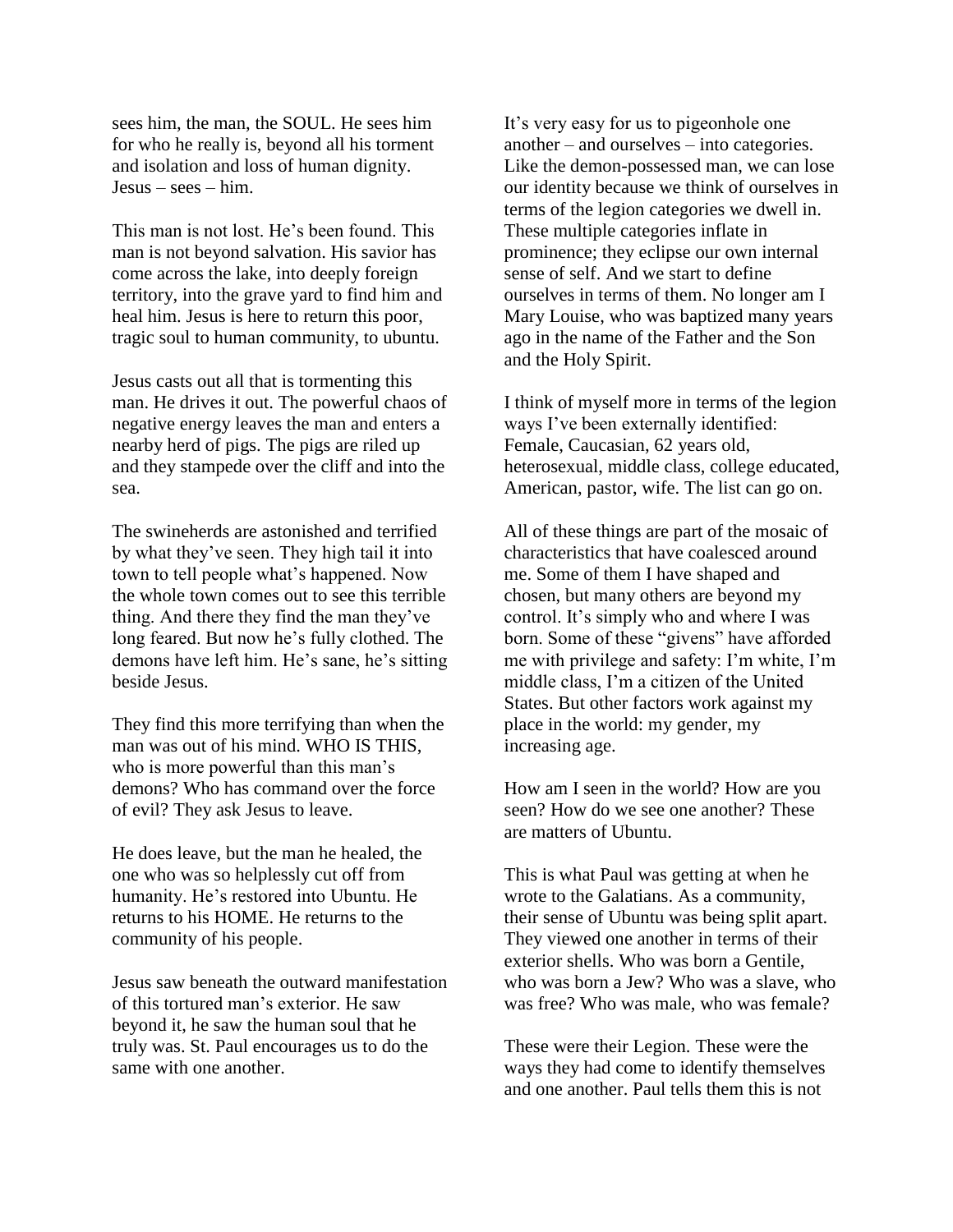sees him, the man, the SOUL. He sees him for who he really is, beyond all his torment and isolation and loss of human dignity. Jesus – sees – him.

This man is not lost. He's been found. This man is not beyond salvation. His savior has come across the lake, into deeply foreign territory, into the grave yard to find him and heal him. Jesus is here to return this poor, tragic soul to human community, to ubuntu.

Jesus casts out all that is tormenting this man. He drives it out. The powerful chaos of negative energy leaves the man and enters a nearby herd of pigs. The pigs are riled up and they stampede over the cliff and into the sea.

The swineherds are astonished and terrified by what they've seen. They high tail it into town to tell people what's happened. Now the whole town comes out to see this terrible thing. And there they find the man they've long feared. But now he's fully clothed. The demons have left him. He's sane, he's sitting beside Jesus.

They find this more terrifying than when the man was out of his mind. WHO IS THIS, who is more powerful than this man's demons? Who has command over the force of evil? They ask Jesus to leave.

He does leave, but the man he healed, the one who was so helplessly cut off from humanity. He's restored into Ubuntu. He returns to his HOME. He returns to the community of his people.

Jesus saw beneath the outward manifestation of this tortured man's exterior. He saw beyond it, he saw the human soul that he truly was. St. Paul encourages us to do the same with one another.

It's very easy for us to pigeonhole one another – and ourselves – into categories. Like the demon-possessed man, we can lose our identity because we think of ourselves in terms of the legion categories we dwell in. These multiple categories inflate in prominence; they eclipse our own internal sense of self. And we start to define ourselves in terms of them. No longer am I Mary Louise, who was baptized many years ago in the name of the Father and the Son and the Holy Spirit.

I think of myself more in terms of the legion ways I've been externally identified: Female, Caucasian, 62 years old, heterosexual, middle class, college educated, American, pastor, wife. The list can go on.

All of these things are part of the mosaic of characteristics that have coalesced around me. Some of them I have shaped and chosen, but many others are beyond my control. It's simply who and where I was born. Some of these "givens" have afforded me with privilege and safety: I'm white, I'm middle class, I'm a citizen of the United States. But other factors work against my place in the world: my gender, my increasing age.

How am I seen in the world? How are you seen? How do we see one another? These are matters of Ubuntu.

This is what Paul was getting at when he wrote to the Galatians. As a community, their sense of Ubuntu was being split apart. They viewed one another in terms of their exterior shells. Who was born a Gentile, who was born a Jew? Who was a slave, who was free? Who was male, who was female?

These were their Legion. These were the ways they had come to identify themselves and one another. Paul tells them this is not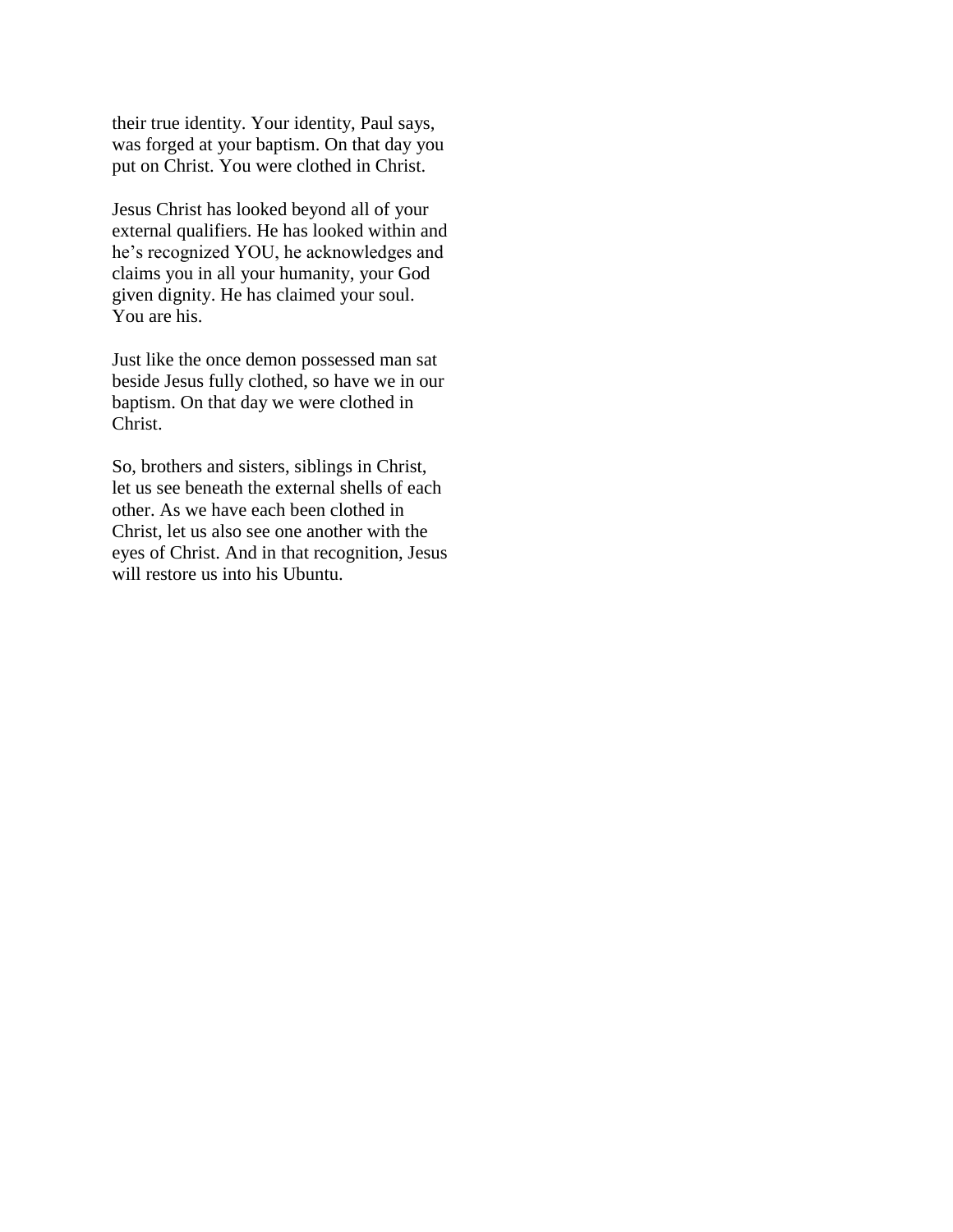their true identity. Your identity, Paul says, was forged at your baptism. On that day you put on Christ. You were clothed in Christ.

Jesus Christ has looked beyond all of your external qualifiers. He has looked within and he's recognized YOU, he acknowledges and claims you in all your humanity, your God given dignity. He has claimed your soul. You are his.

Just like the once demon possessed man sat beside Jesus fully clothed, so have we in our baptism. On that day we were clothed in Christ.

So, brothers and sisters, siblings in Christ, let us see beneath the external shells of each other. As we have each been clothed in Christ, let us also see one another with the eyes of Christ. And in that recognition, Jesus will restore us into his Ubuntu.